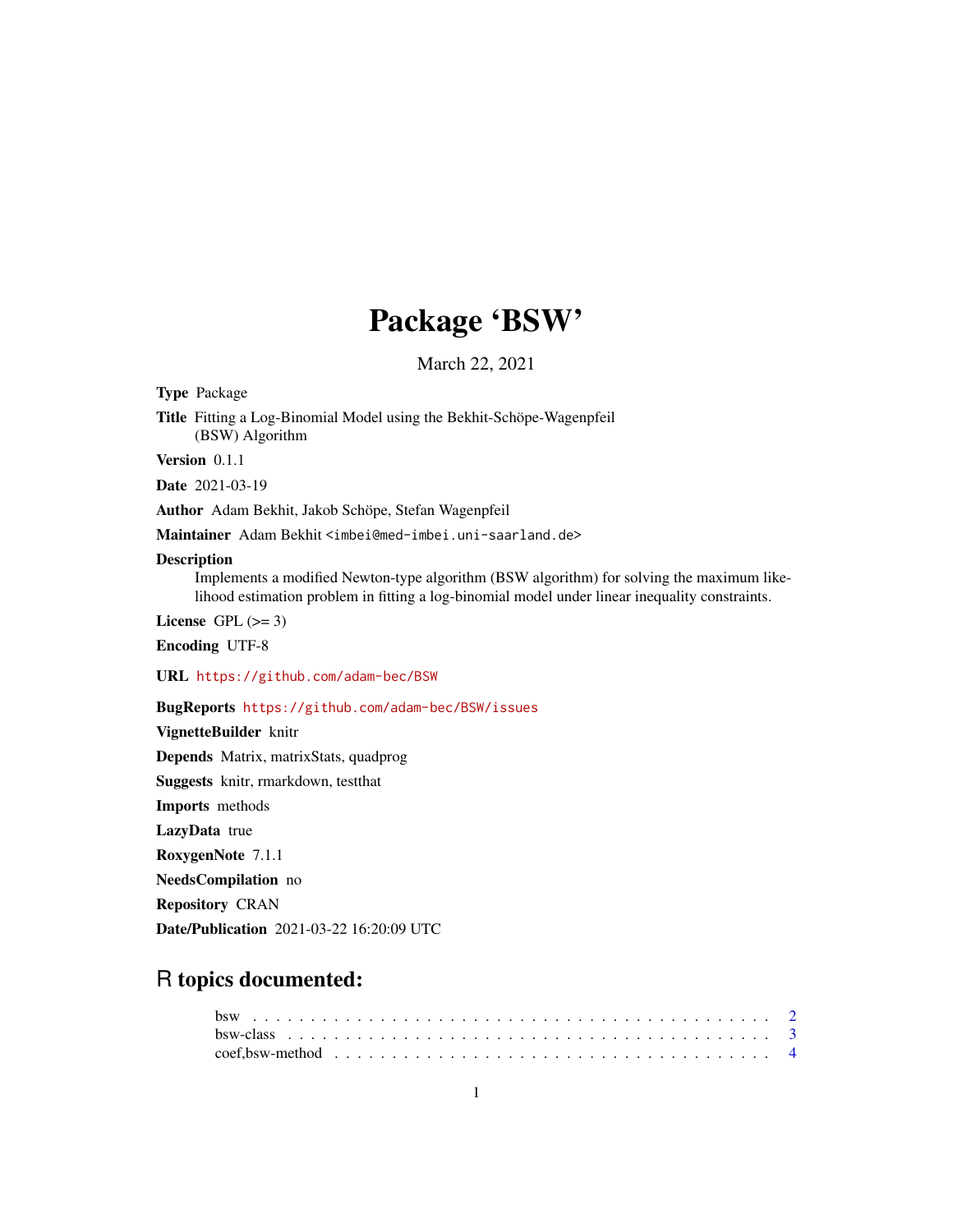# Package 'BSW'

March 22, 2021

**Type** Package

**Title** Fitting a Log-Binomial Model using the Bekhit-Schöpe-Wagenpfeil (BSW) Algorithm

**Version** 0.1.1

**Date** 2021-03-19

**Author** Adam Bekhit, Jakob Schöpe, Stefan Wagenpfeil

**Maintainer** Adam Bekhit <imbei@med-imbei.uni-saarland.de>

**Description**
Implements a modified Newton-type algorithm (BSW algorithm) for solving the maximum likelihood estimation problem in fitting a log-binomial model under linear inequality constraints.

**License** GPL (>= 3)

**Encoding** UTF-8

**URL** https://github.com/adam-bec/BSW

**BugReports** https://github.com/adam-bec/BSW/issues

**VignetteBuilder** knitr

**Depends** Matrix, matrixStats, quadprog

**Suggests** knitr, rmarkdown, testthat

**Imports** methods

**LazyData** true

**RoxygenNote** 7.1.1

**NeedsCompilation** no

**Repository** CRAN

**Date/Publication** 2021-03-22 16:20:09 UTC

## R topics documented:

- bsw . . . . . . . . . . . . . . . . . . . . . . . . . . . . . . . . . . . . . . . . . . . 2
- bsw-class . . . . . . . . . . . . . . . . . . . . . . . . . . . . . . . . . . . . . . . . . 3
- coef,bsw-method . . . . . . . . . . . . . . . . . . . . . . . . . . . . . . . . . . . . 4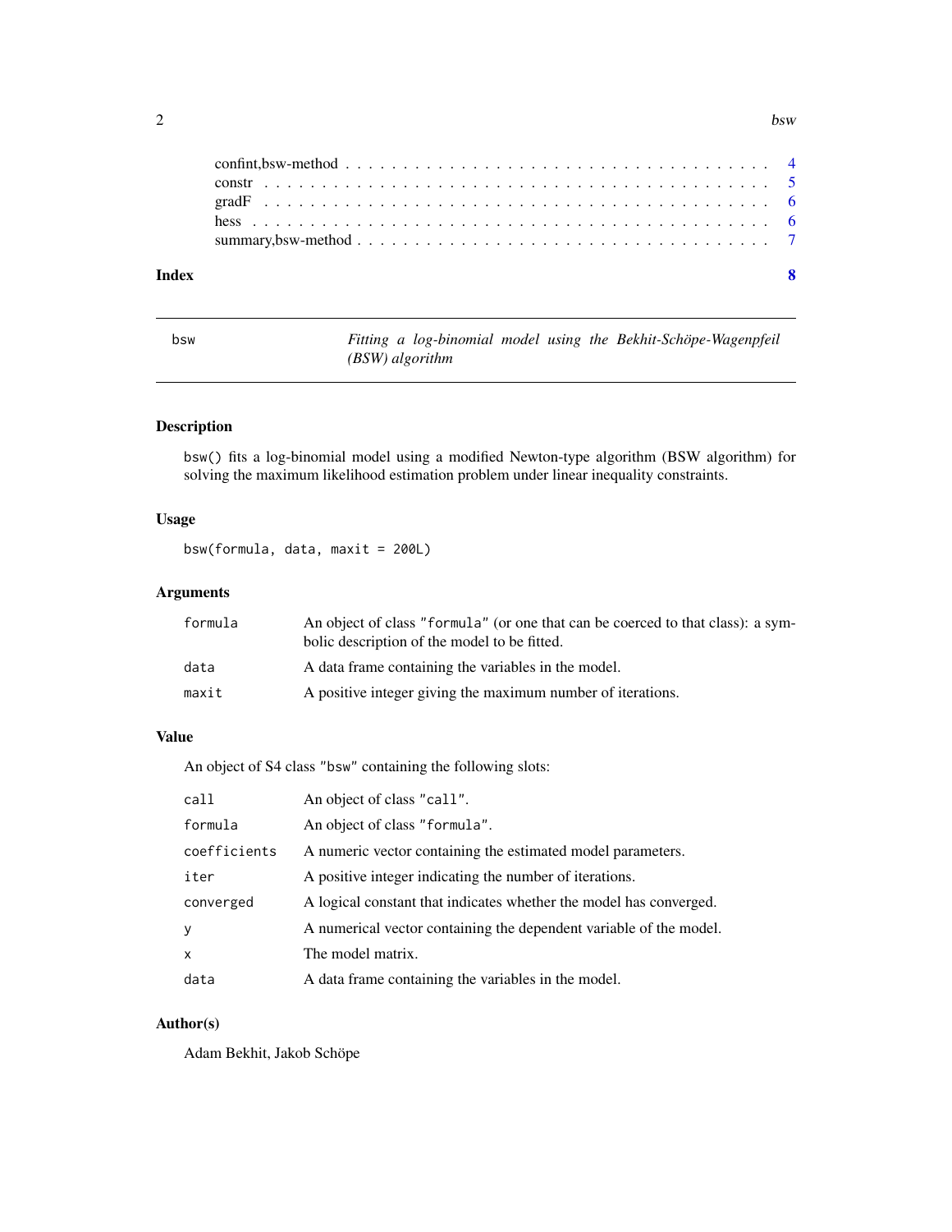confint,bsw-method . . . . . . . . . . . . . . . . . . . . . . . . . . . . . . . . . . . 4
constr . . . . . . . . . . . . . . . . . . . . . . . . . . . . . . . . . . . . . . . . . 5
gradF . . . . . . . . . . . . . . . . . . . . . . . . . . . . . . . . . . . . . . . . . 6
hess . . . . . . . . . . . . . . . . . . . . . . . . . . . . . . . . . . . . . . . . . . 6
summary,bsw-method . . . . . . . . . . . . . . . . . . . . . . . . . . . . . . . . . . 7

**Index** **8**

---

## bsw — *Fitting a log-binomial model using the Bekhit-Schöpe-Wagenpfeil (BSW) algorithm*

---

### Description

bsw() fits a log-binomial model using a modified Newton-type algorithm (BSW algorithm) for solving the maximum likelihood estimation problem under linear inequality constraints.

### Usage

```
bsw(formula, data, maxit = 200L)
```

### Arguments

| | |
|---|---|
| formula | An object of class "formula" (or one that can be coerced to that class): a symbolic description of the model to be fitted. |
| data | A data frame containing the variables in the model. |
| maxit | A positive integer giving the maximum number of iterations. |

### Value

An object of S4 class "bsw" containing the following slots:

| | |
|---|---|
| call | An object of class "call". |
| formula | An object of class "formula". |
| coefficients | A numeric vector containing the estimated model parameters. |
| iter | A positive integer indicating the number of iterations. |
| converged | A logical constant that indicates whether the model has converged. |
| y | A numerical vector containing the dependent variable of the model. |
| x | The model matrix. |
| data | A data frame containing the variables in the model. |

### Author(s)

Adam Bekhit, Jakob Schöpe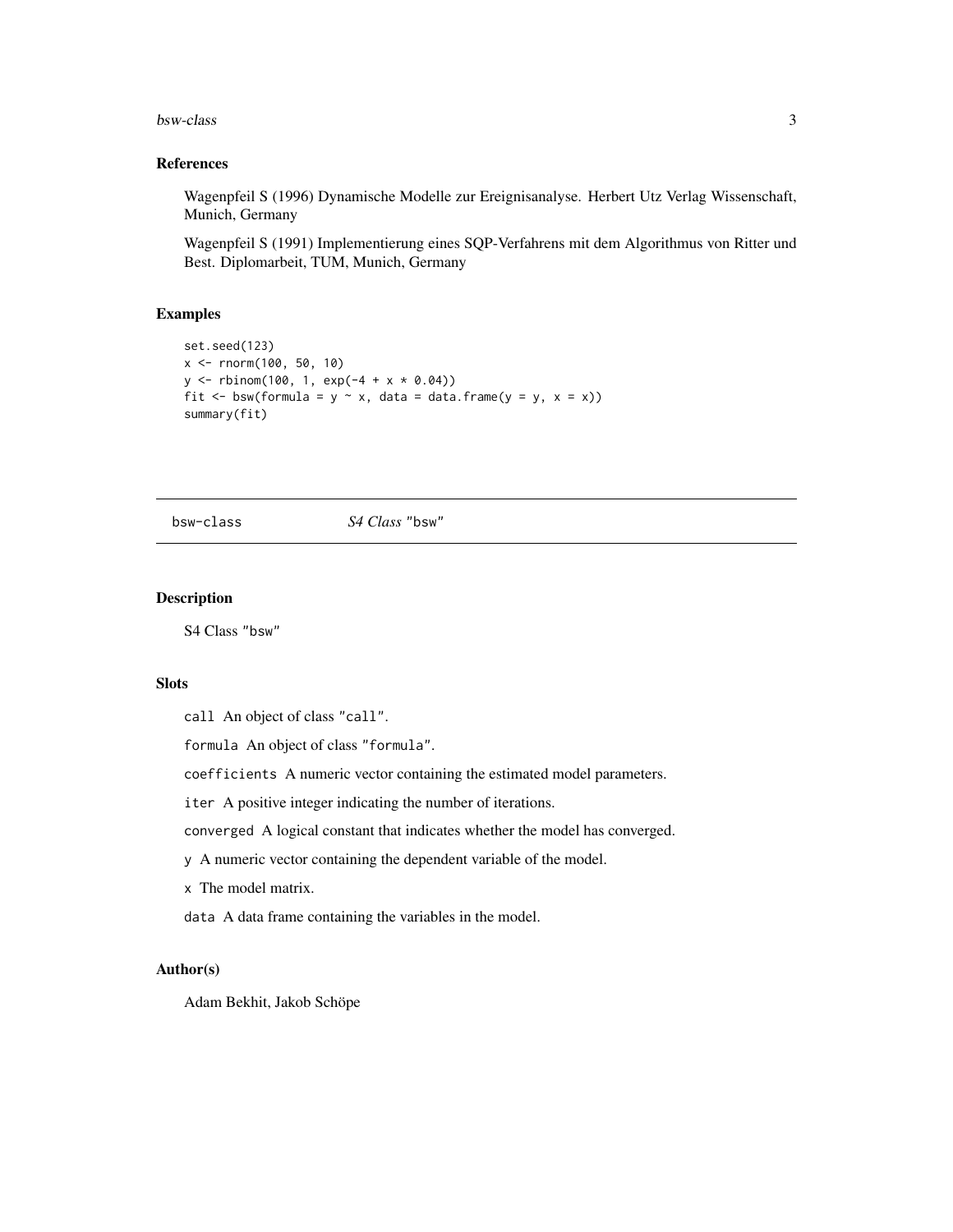### References

Wagenpfeil S (1996) Dynamische Modelle zur Ereignisanalyse. Herbert Utz Verlag Wissenschaft, Munich, Germany

Wagenpfeil S (1991) Implementierung eines SQP-Verfahrens mit dem Algorithmus von Ritter und Best. Diplomarbeit, TUM, Munich, Germany

### Examples

```
set.seed(123)
x <- rnorm(100, 50, 10)
y <- rbinom(100, 1, exp(-4 + x * 0.04))
fit <- bsw(formula = y ~ x, data = data.frame(y = y, x = x))
summary(fit)
```

---

## bsw-class — *S4 Class* "bsw"

---

### Description

S4 Class "bsw"

### Slots

`call` An object of class "call".

`formula` An object of class "formula".

`coefficients` A numeric vector containing the estimated model parameters.

`iter` A positive integer indicating the number of iterations.

`converged` A logical constant that indicates whether the model has converged.

`y` A numeric vector containing the dependent variable of the model.

`x` The model matrix.

`data` A data frame containing the variables in the model.

### Author(s)

Adam Bekhit, Jakob Schöpe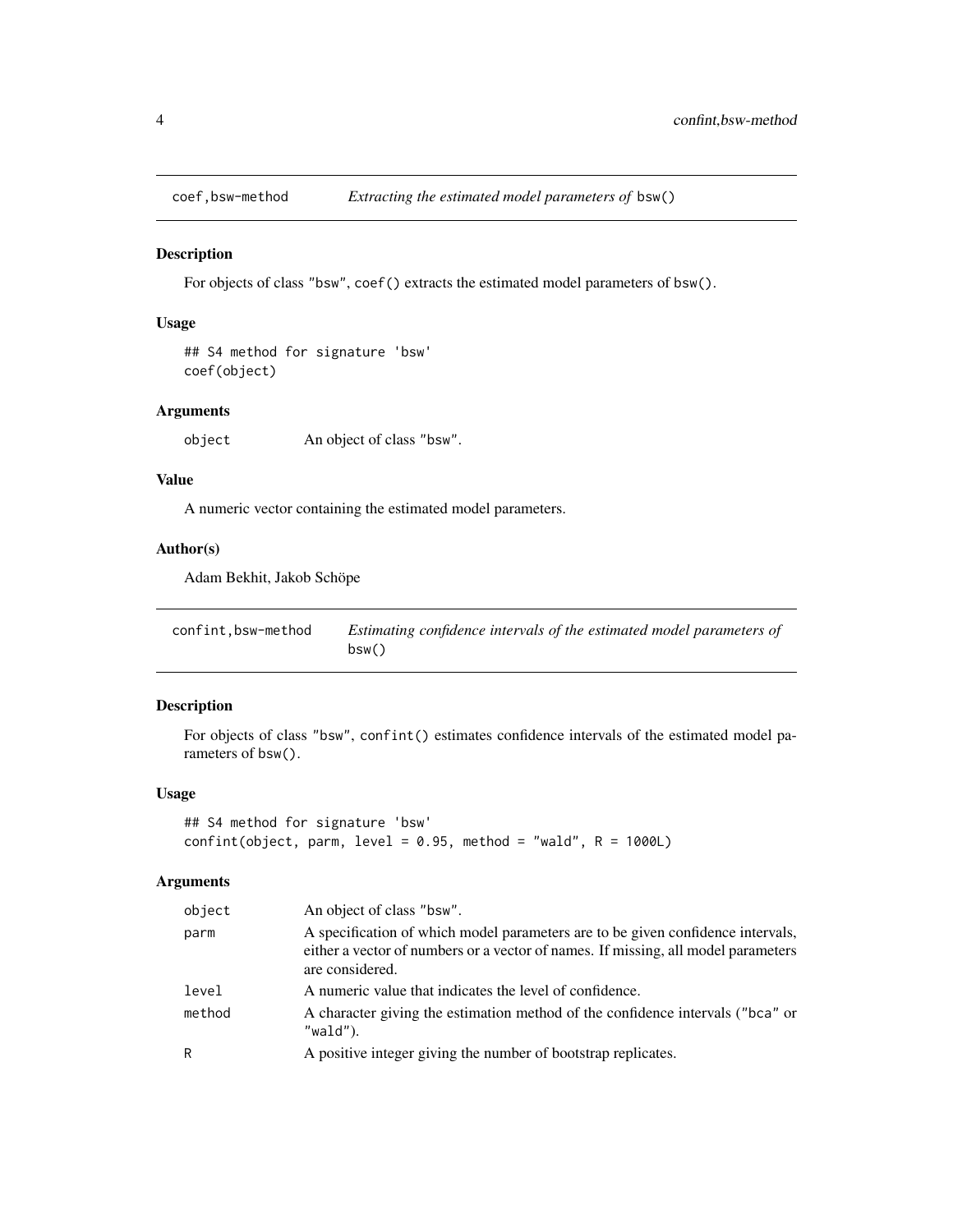## coef,bsw-method — *Extracting the estimated model parameters of* bsw()

### Description

For objects of class "bsw", coef() extracts the estimated model parameters of bsw().

### Usage

```
## S4 method for signature 'bsw'
coef(object)
```

### Arguments

| | |
|---|---|
| object | An object of class "bsw". |

### Value

A numeric vector containing the estimated model parameters.

### Author(s)

Adam Bekhit, Jakob Schöpe

## confint,bsw-method — *Estimating confidence intervals of the estimated model parameters of* bsw()

### Description

For objects of class "bsw", confint() estimates confidence intervals of the estimated model parameters of bsw().

### Usage

```
## S4 method for signature 'bsw'
confint(object, parm, level = 0.95, method = "wald", R = 1000L)
```

### Arguments

| | |
|---|---|
| object | An object of class "bsw". |
| parm | A specification of which model parameters are to be given confidence intervals, either a vector of numbers or a vector of names. If missing, all model parameters are considered. |
| level | A numeric value that indicates the level of confidence. |
| method | A character giving the estimation method of the confidence intervals ("bca" or "wald"). |
| R | A positive integer giving the number of bootstrap replicates. |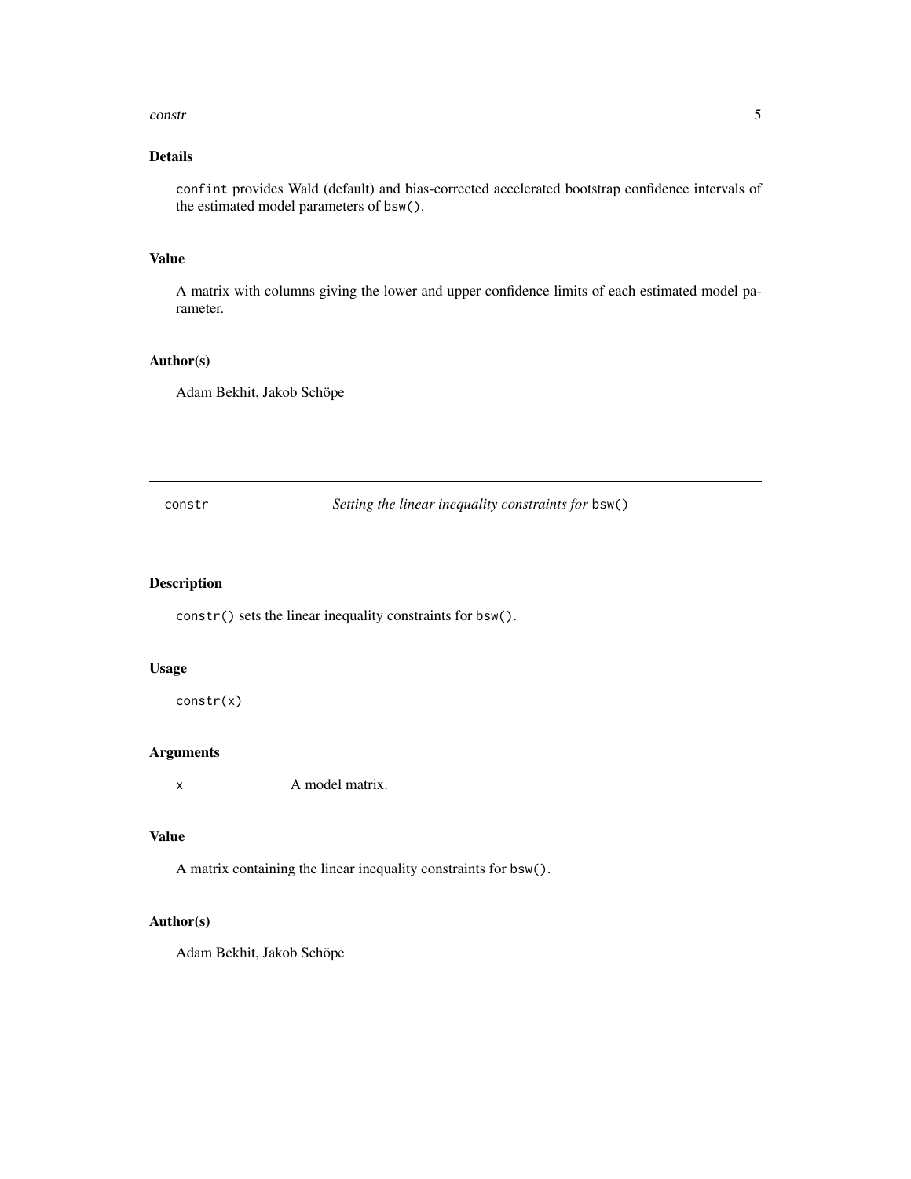## Details

`confint` provides Wald (default) and bias-corrected accelerated bootstrap confidence intervals of the estimated model parameters of `bsw()`.

## Value

A matrix with columns giving the lower and upper confidence limits of each estimated model parameter.

## Author(s)

Adam Bekhit, Jakob Schöpe

---

# constr — *Setting the linear inequality constraints for* `bsw()`

---

## Description

`constr()` sets the linear inequality constraints for `bsw()`.

## Usage

```
constr(x)
```

## Arguments

| | |
|---|---|
| `x` | A model matrix. |

## Value

A matrix containing the linear inequality constraints for `bsw()`.

## Author(s)

Adam Bekhit, Jakob Schöpe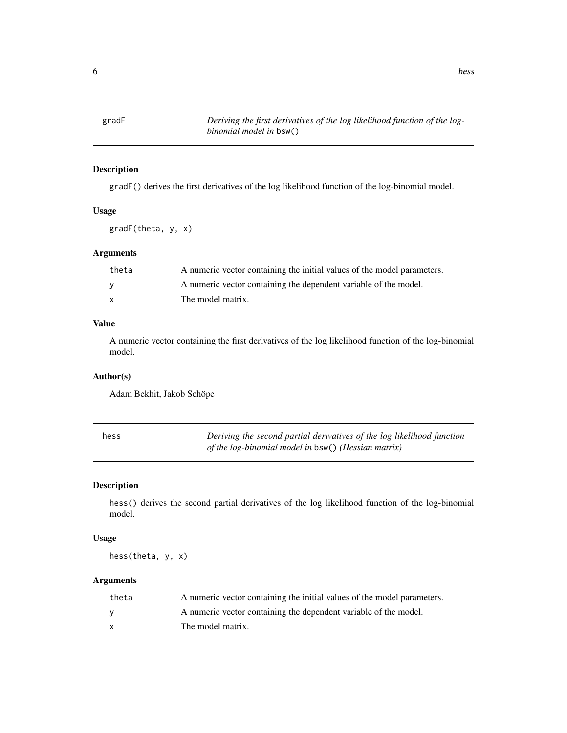## gradF — *Deriving the first derivatives of the log likelihood function of the log-binomial model in* `bsw()`

### Description

`gradF()` derives the first derivatives of the log likelihood function of the log-binomial model.

### Usage

```
gradF(theta, y, x)
```

### Arguments

| | |
|---|---|
| theta | A numeric vector containing the initial values of the model parameters. |
| y | A numeric vector containing the dependent variable of the model. |
| x | The model matrix. |

### Value

A numeric vector containing the first derivatives of the log likelihood function of the log-binomial model.

### Author(s)

Adam Bekhit, Jakob Schöpe

## hess — *Deriving the second partial derivatives of the log likelihood function of the log-binomial model in* `bsw()` *(Hessian matrix)*

### Description

`hess()` derives the second partial derivatives of the log likelihood function of the log-binomial model.

### Usage

```
hess(theta, y, x)
```

### Arguments

| | |
|---|---|
| theta | A numeric vector containing the initial values of the model parameters. |
| y | A numeric vector containing the dependent variable of the model. |
| x | The model matrix. |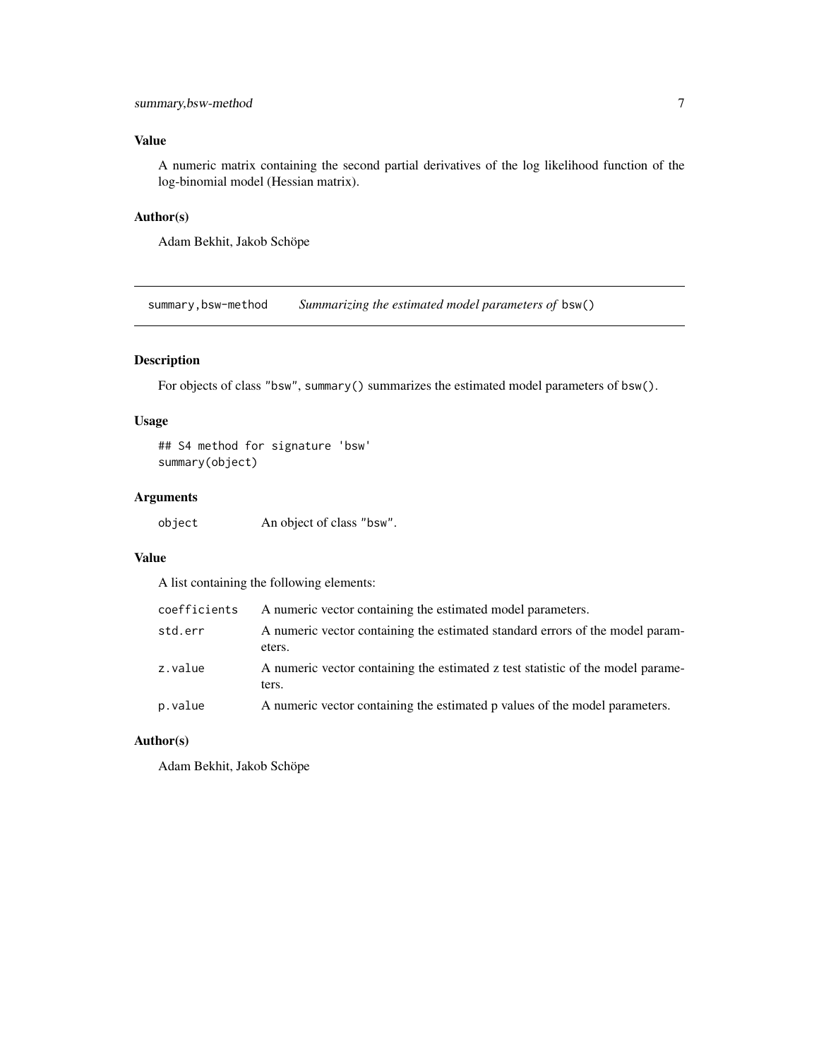### Value

A numeric matrix containing the second partial derivatives of the log likelihood function of the log-binomial model (Hessian matrix).

### Author(s)

Adam Bekhit, Jakob Schöpe

---

## summary,bsw-method — *Summarizing the estimated model parameters of* `bsw()`

### Description

For objects of class "bsw", `summary()` summarizes the estimated model parameters of `bsw()`.

### Usage

```
## S4 method for signature 'bsw'
summary(object)
```

### Arguments

| | |
|---|---|
| `object` | An object of class "bsw". |

### Value

A list containing the following elements:

| | |
|---|---|
| `coefficients` | A numeric vector containing the estimated model parameters. |
| `std.err` | A numeric vector containing the estimated standard errors of the model parameters. |
| `z.value` | A numeric vector containing the estimated z test statistic of the model parameters. |
| `p.value` | A numeric vector containing the estimated p values of the model parameters. |

### Author(s)

Adam Bekhit, Jakob Schöpe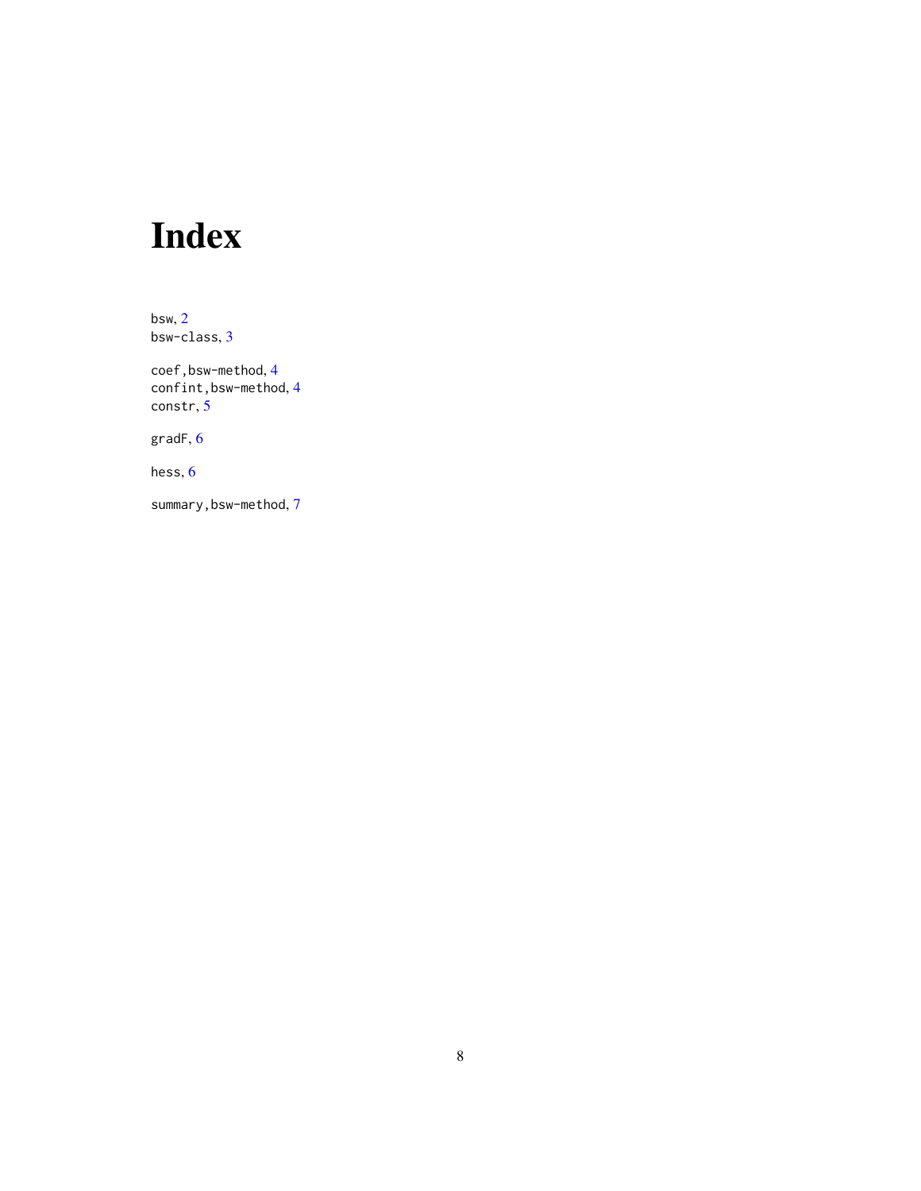# Index

bsw, 2
bsw-class, 3

coef,bsw-method, 4
confint,bsw-method, 4
constr, 5

gradF, 6

hess, 6

summary,bsw-method, 7